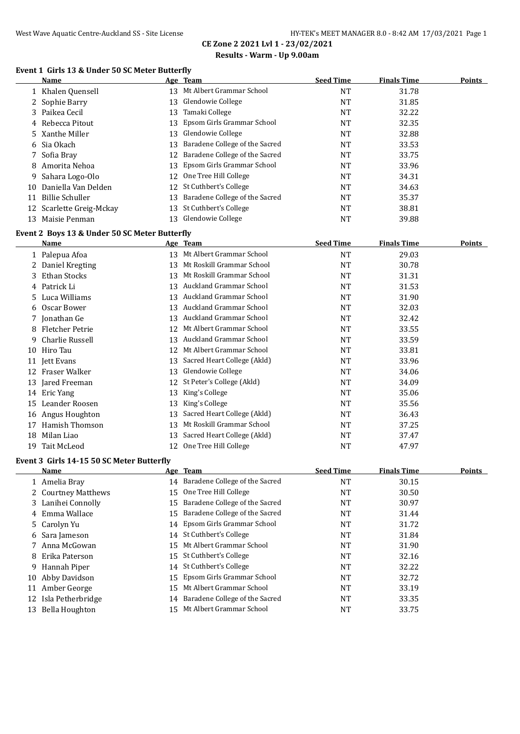# CE Zone 2 2021 Lvl 1 - 23/02/2021

## Results - Warm - Up 9.00am

### Event 1 Girls 13 & Under 50 SC Meter Butterfly

| | Name | Age | Team | Seed Time | Finals Time | Points |
|---|---|---|---|---|---|---|
| 1 | Khalen Quensell | 13 | Mt Albert Grammar School | NT | 31.78 | |
| 2 | Sophie Barry | 13 | Glendowie College | NT | 31.85 | |
| 3 | Paikea Cecil | 13 | Tamaki College | NT | 32.22 | |
| 4 | Rebecca Pitout | 13 | Epsom Girls Grammar School | NT | 32.35 | |
| 5 | Xanthe Miller | 13 | Glendowie College | NT | 32.88 | |
| 6 | Sia Okach | 13 | Baradene College of the Sacred | NT | 33.53 | |
| 7 | Sofia Bray | 12 | Baradene College of the Sacred | NT | 33.75 | |
| 8 | Amorita Nehoa | 13 | Epsom Girls Grammar School | NT | 33.96 | |
| 9 | Sahara Logo-Olo | 12 | One Tree Hill College | NT | 34.31 | |
| 10 | Daniella Van Delden | 12 | St Cuthbert's College | NT | 34.63 | |
| 11 | Billie Schuller | 13 | Baradene College of the Sacred | NT | 35.37 | |
| 12 | Scarlette Greig-Mckay | 13 | St Cuthbert's College | NT | 38.81 | |
| 13 | Maisie Penman | 13 | Glendowie College | NT | 39.88 | |

### Event 2 Boys 13 & Under 50 SC Meter Butterfly

| | Name | Age | Team | Seed Time | Finals Time | Points |
|---|---|---|---|---|---|---|
| 1 | Palepua Afoa | 13 | Mt Albert Grammar School | NT | 29.03 | |
| 2 | Daniel Kregting | 13 | Mt Roskill Grammar School | NT | 30.78 | |
| 3 | Ethan Stocks | 13 | Mt Roskill Grammar School | NT | 31.31 | |
| 4 | Patrick Li | 13 | Auckland Grammar School | NT | 31.53 | |
| 5 | Luca Williams | 13 | Auckland Grammar School | NT | 31.90 | |
| 6 | Oscar Bower | 13 | Auckland Grammar School | NT | 32.03 | |
| 7 | Jonathan Ge | 13 | Auckland Grammar School | NT | 32.42 | |
| 8 | Fletcher Petrie | 12 | Mt Albert Grammar School | NT | 33.55 | |
| 9 | Charlie Russell | 13 | Auckland Grammar School | NT | 33.59 | |
| 10 | Hiro Tau | 12 | Mt Albert Grammar School | NT | 33.81 | |
| 11 | Jett Evans | 13 | Sacred Heart College (Akld) | NT | 33.96 | |
| 12 | Fraser Walker | 13 | Glendowie College | NT | 34.06 | |
| 13 | Jared Freeman | 12 | St Peter's College (Akld) | NT | 34.09 | |
| 14 | Eric Yang | 13 | King's College | NT | 35.06 | |
| 15 | Leander Roosen | 13 | King's College | NT | 35.56 | |
| 16 | Angus Houghton | 13 | Sacred Heart College (Akld) | NT | 36.43 | |
| 17 | Hamish Thomson | 13 | Mt Roskill Grammar School | NT | 37.25 | |
| 18 | Milan Liao | 13 | Sacred Heart College (Akld) | NT | 37.47 | |
| 19 | Tait McLeod | 12 | One Tree Hill College | NT | 47.97 | |

### Event 3 Girls 14-15 50 SC Meter Butterfly

| | Name | Age | Team | Seed Time | Finals Time | Points |
|---|---|---|---|---|---|---|
| 1 | Amelia Bray | 14 | Baradene College of the Sacred | NT | 30.15 | |
| 2 | Courtney Matthews | 15 | One Tree Hill College | NT | 30.50 | |
| 3 | Lanihei Connolly | 15 | Baradene College of the Sacred | NT | 30.97 | |
| 4 | Emma Wallace | 15 | Baradene College of the Sacred | NT | 31.44 | |
| 5 | Carolyn Yu | 14 | Epsom Girls Grammar School | NT | 31.72 | |
| 6 | Sara Jameson | 14 | St Cuthbert's College | NT | 31.84 | |
| 7 | Anna McGowan | 15 | Mt Albert Grammar School | NT | 31.90 | |
| 8 | Erika Paterson | 15 | St Cuthbert's College | NT | 32.16 | |
| 9 | Hannah Piper | 14 | St Cuthbert's College | NT | 32.22 | |
| 10 | Abby Davidson | 15 | Epsom Girls Grammar School | NT | 32.72 | |
| 11 | Amber George | 15 | Mt Albert Grammar School | NT | 33.19 | |
| 12 | Isla Petherbridge | 14 | Baradene College of the Sacred | NT | 33.35 | |
| 13 | Bella Houghton | 15 | Mt Albert Grammar School | NT | 33.75 | |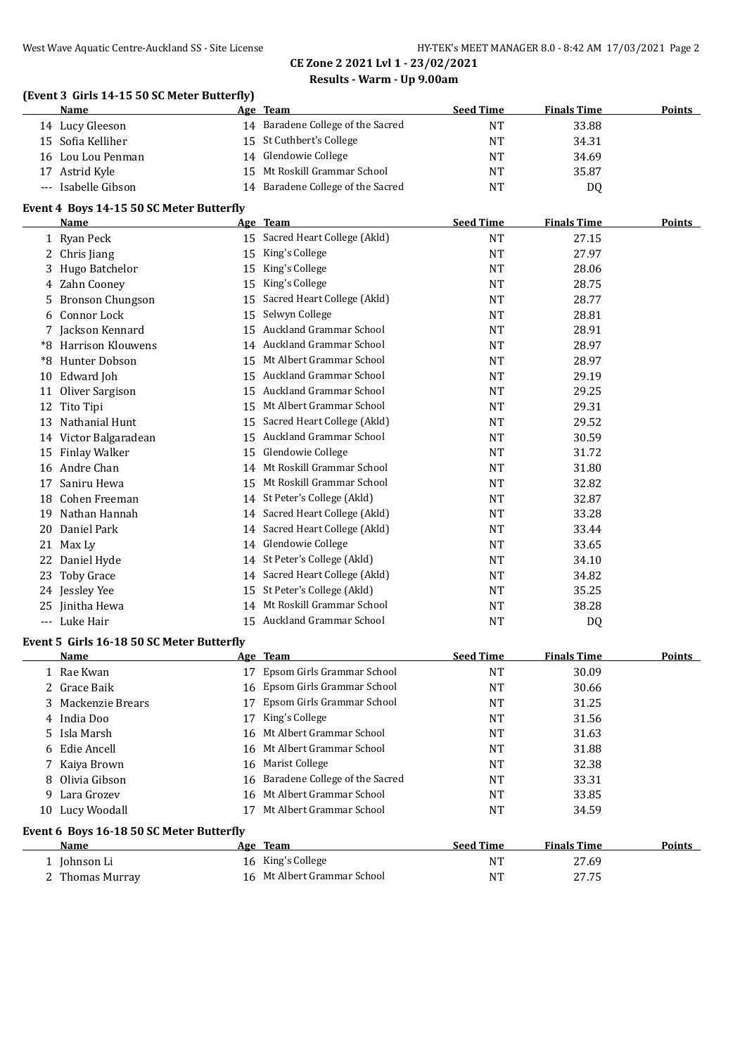CE Zone 2 2021 Lvl 1 - 23/02/2021

Results - Warm - Up 9.00am

### (Event 3 Girls 14-15 50 SC Meter Butterfly)

| | Name | Age | Team | Seed Time | Finals Time | Points |
|---|---|---|---|---|---|---|
| 14 | Lucy Gleeson | 14 | Baradene College of the Sacred | NT | 33.88 | |
| 15 | Sofia Kelliher | 15 | St Cuthbert's College | NT | 34.31 | |
| 16 | Lou Lou Penman | 14 | Glendowie College | NT | 34.69 | |
| 17 | Astrid Kyle | 15 | Mt Roskill Grammar School | NT | 35.87 | |
| --- | Isabelle Gibson | 14 | Baradene College of the Sacred | NT | DQ | |

### Event 4 Boys 14-15 50 SC Meter Butterfly

| | Name | Age | Team | Seed Time | Finals Time | Points |
|---|---|---|---|---|---|---|
| 1 | Ryan Peck | 15 | Sacred Heart College (Akld) | NT | 27.15 | |
| 2 | Chris Jiang | 15 | King's College | NT | 27.97 | |
| 3 | Hugo Batchelor | 15 | King's College | NT | 28.06 | |
| 4 | Zahn Cooney | 15 | King's College | NT | 28.75 | |
| 5 | Bronson Chungson | 15 | Sacred Heart College (Akld) | NT | 28.77 | |
| 6 | Connor Lock | 15 | Selwyn College | NT | 28.81 | |
| 7 | Jackson Kennard | 15 | Auckland Grammar School | NT | 28.91 | |
| *8 | Harrison Klouwens | 14 | Auckland Grammar School | NT | 28.97 | |
| *8 | Hunter Dobson | 15 | Mt Albert Grammar School | NT | 28.97 | |
| 10 | Edward Joh | 15 | Auckland Grammar School | NT | 29.19 | |
| 11 | Oliver Sargison | 15 | Auckland Grammar School | NT | 29.25 | |
| 12 | Tito Tipi | 15 | Mt Albert Grammar School | NT | 29.31 | |
| 13 | Nathanial Hunt | 15 | Sacred Heart College (Akld) | NT | 29.52 | |
| 14 | Victor Balgaradean | 15 | Auckland Grammar School | NT | 30.59 | |
| 15 | Finlay Walker | 15 | Glendowie College | NT | 31.72 | |
| 16 | Andre Chan | 14 | Mt Roskill Grammar School | NT | 31.80 | |
| 17 | Saniru Hewa | 15 | Mt Roskill Grammar School | NT | 32.82 | |
| 18 | Cohen Freeman | 14 | St Peter's College (Akld) | NT | 32.87 | |
| 19 | Nathan Hannah | 14 | Sacred Heart College (Akld) | NT | 33.28 | |
| 20 | Daniel Park | 14 | Sacred Heart College (Akld) | NT | 33.44 | |
| 21 | Max Ly | 14 | Glendowie College | NT | 33.65 | |
| 22 | Daniel Hyde | 14 | St Peter's College (Akld) | NT | 34.10 | |
| 23 | Toby Grace | 14 | Sacred Heart College (Akld) | NT | 34.82 | |
| 24 | Jessley Yee | 15 | St Peter's College (Akld) | NT | 35.25 | |
| 25 | Jinitha Hewa | 14 | Mt Roskill Grammar School | NT | 38.28 | |
| --- | Luke Hair | 15 | Auckland Grammar School | NT | DQ | |

### Event 5 Girls 16-18 50 SC Meter Butterfly

| | Name | Age | Team | Seed Time | Finals Time | Points |
|---|---|---|---|---|---|---|
| 1 | Rae Kwan | 17 | Epsom Girls Grammar School | NT | 30.09 | |
| 2 | Grace Baik | 16 | Epsom Girls Grammar School | NT | 30.66 | |
| 3 | Mackenzie Brears | 17 | Epsom Girls Grammar School | NT | 31.25 | |
| 4 | India Doo | 17 | King's College | NT | 31.56 | |
| 5 | Isla Marsh | 16 | Mt Albert Grammar School | NT | 31.63 | |
| 6 | Edie Ancell | 16 | Mt Albert Grammar School | NT | 31.88 | |
| 7 | Kaiya Brown | 16 | Marist College | NT | 32.38 | |
| 8 | Olivia Gibson | 16 | Baradene College of the Sacred | NT | 33.31 | |
| 9 | Lara Grozev | 16 | Mt Albert Grammar School | NT | 33.85 | |
| 10 | Lucy Woodall | 17 | Mt Albert Grammar School | NT | 34.59 | |

### Event 6 Boys 16-18 50 SC Meter Butterfly

| | Name | Age | Team | Seed Time | Finals Time | Points |
|---|---|---|---|---|---|---|
| 1 | Johnson Li | 16 | King's College | NT | 27.69 | |
| 2 | Thomas Murray | 16 | Mt Albert Grammar School | NT | 27.75 | |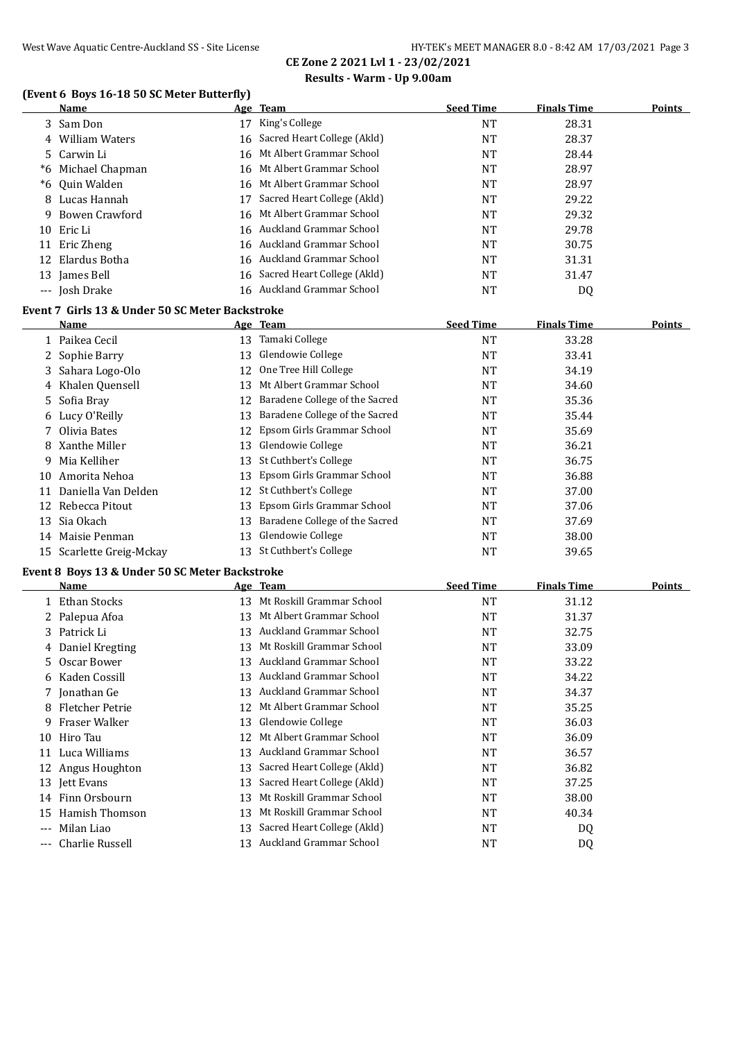CE Zone 2 2021 Lvl 1 - 23/02/2021

Results - Warm - Up 9.00am

### (Event 6 Boys 16-18 50 SC Meter Butterfly)

| | Name | Age | Team | Seed Time | Finals Time | Points |
|---|---|---|---|---|---|---|
| 3 | Sam Don | 17 | King's College | NT | 28.31 | |
| 4 | William Waters | 16 | Sacred Heart College (Akld) | NT | 28.37 | |
| 5 | Carwin Li | 16 | Mt Albert Grammar School | NT | 28.44 | |
| *6 | Michael Chapman | 16 | Mt Albert Grammar School | NT | 28.97 | |
| *6 | Quin Walden | 16 | Mt Albert Grammar School | NT | 28.97 | |
| 8 | Lucas Hannah | 17 | Sacred Heart College (Akld) | NT | 29.22 | |
| 9 | Bowen Crawford | 16 | Mt Albert Grammar School | NT | 29.32 | |
| 10 | Eric Li | 16 | Auckland Grammar School | NT | 29.78 | |
| 11 | Eric Zheng | 16 | Auckland Grammar School | NT | 30.75 | |
| 12 | Elardus Botha | 16 | Auckland Grammar School | NT | 31.31 | |
| 13 | James Bell | 16 | Sacred Heart College (Akld) | NT | 31.47 | |
| --- | Josh Drake | 16 | Auckland Grammar School | NT | DQ | |

### Event 7 Girls 13 & Under 50 SC Meter Backstroke

| | Name | Age | Team | Seed Time | Finals Time | Points |
|---|---|---|---|---|---|---|
| 1 | Paikea Cecil | 13 | Tamaki College | NT | 33.28 | |
| 2 | Sophie Barry | 13 | Glendowie College | NT | 33.41 | |
| 3 | Sahara Logo-Olo | 12 | One Tree Hill College | NT | 34.19 | |
| 4 | Khalen Quensell | 13 | Mt Albert Grammar School | NT | 34.60 | |
| 5 | Sofia Bray | 12 | Baradene College of the Sacred | NT | 35.36 | |
| 6 | Lucy O'Reilly | 13 | Baradene College of the Sacred | NT | 35.44 | |
| 7 | Olivia Bates | 12 | Epsom Girls Grammar School | NT | 35.69 | |
| 8 | Xanthe Miller | 13 | Glendowie College | NT | 36.21 | |
| 9 | Mia Kelliher | 13 | St Cuthbert's College | NT | 36.75 | |
| 10 | Amorita Nehoa | 13 | Epsom Girls Grammar School | NT | 36.88 | |
| 11 | Daniella Van Delden | 12 | St Cuthbert's College | NT | 37.00 | |
| 12 | Rebecca Pitout | 13 | Epsom Girls Grammar School | NT | 37.06 | |
| 13 | Sia Okach | 13 | Baradene College of the Sacred | NT | 37.69 | |
| 14 | Maisie Penman | 13 | Glendowie College | NT | 38.00 | |
| 15 | Scarlette Greig-Mckay | 13 | St Cuthbert's College | NT | 39.65 | |

### Event 8 Boys 13 & Under 50 SC Meter Backstroke

| | Name | Age | Team | Seed Time | Finals Time | Points |
|---|---|---|---|---|---|---|
| 1 | Ethan Stocks | 13 | Mt Roskill Grammar School | NT | 31.12 | |
| 2 | Palepua Afoa | 13 | Mt Albert Grammar School | NT | 31.37 | |
| 3 | Patrick Li | 13 | Auckland Grammar School | NT | 32.75 | |
| 4 | Daniel Kregting | 13 | Mt Roskill Grammar School | NT | 33.09 | |
| 5 | Oscar Bower | 13 | Auckland Grammar School | NT | 33.22 | |
| 6 | Kaden Cossill | 13 | Auckland Grammar School | NT | 34.22 | |
| 7 | Jonathan Ge | 13 | Auckland Grammar School | NT | 34.37 | |
| 8 | Fletcher Petrie | 12 | Mt Albert Grammar School | NT | 35.25 | |
| 9 | Fraser Walker | 13 | Glendowie College | NT | 36.03 | |
| 10 | Hiro Tau | 12 | Mt Albert Grammar School | NT | 36.09 | |
| 11 | Luca Williams | 13 | Auckland Grammar School | NT | 36.57 | |
| 12 | Angus Houghton | 13 | Sacred Heart College (Akld) | NT | 36.82 | |
| 13 | Jett Evans | 13 | Sacred Heart College (Akld) | NT | 37.25 | |
| 14 | Finn Orsbourn | 13 | Mt Roskill Grammar School | NT | 38.00 | |
| 15 | Hamish Thomson | 13 | Mt Roskill Grammar School | NT | 40.34 | |
| --- | Milan Liao | 13 | Sacred Heart College (Akld) | NT | DQ | |
| --- | Charlie Russell | 13 | Auckland Grammar School | NT | DQ | |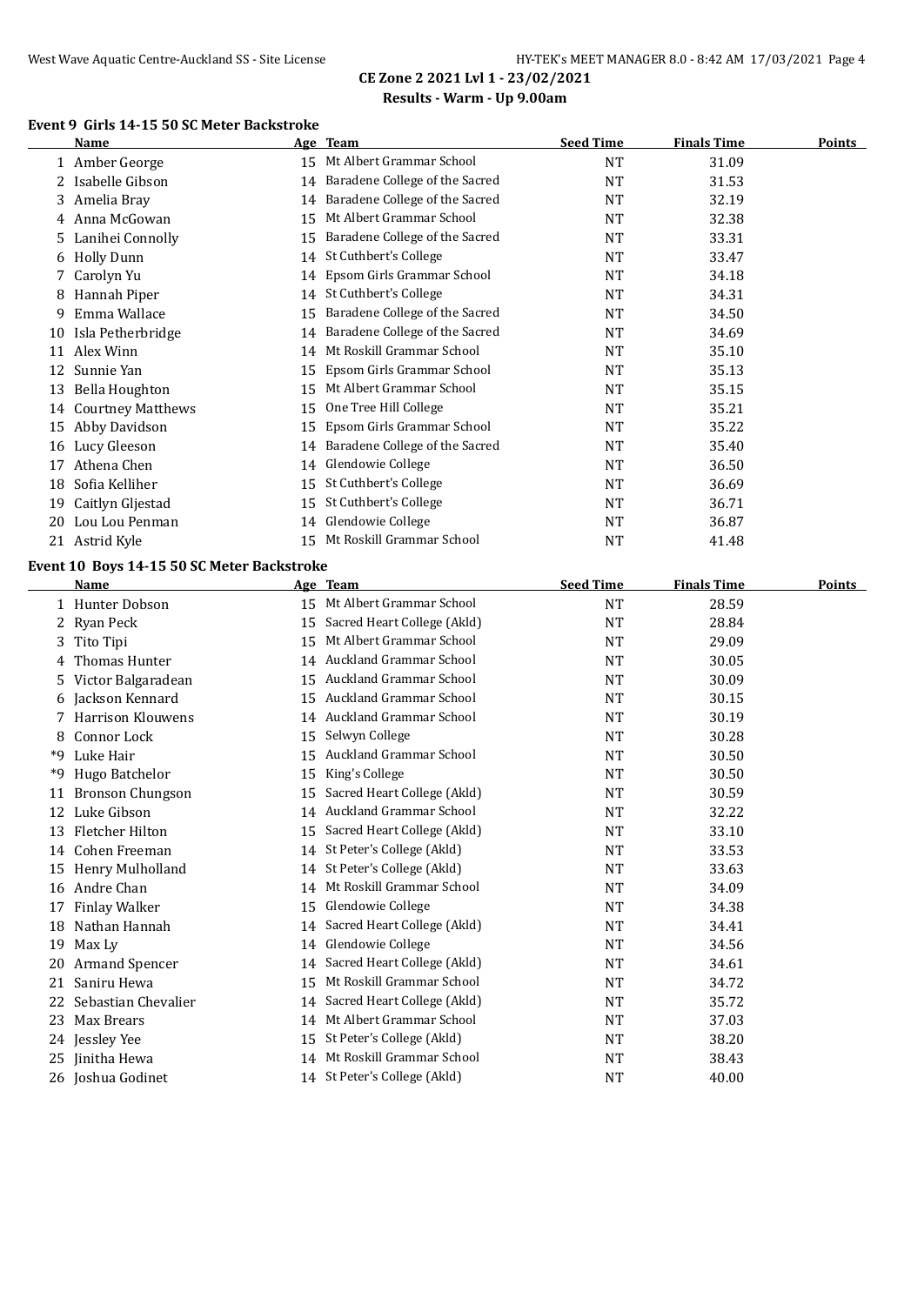# CE Zone 2 2021 Lvl 1 - 23/02/2021
## Results - Warm - Up 9.00am

### Event 9 Girls 14-15 50 SC Meter Backstroke

| | Name | Age | Team | Seed Time | Finals Time | Points |
|---|---|---|---|---|---|---|
| 1 | Amber George | 15 | Mt Albert Grammar School | NT | 31.09 | |
| 2 | Isabelle Gibson | 14 | Baradene College of the Sacred | NT | 31.53 | |
| 3 | Amelia Bray | 14 | Baradene College of the Sacred | NT | 32.19 | |
| 4 | Anna McGowan | 15 | Mt Albert Grammar School | NT | 32.38 | |
| 5 | Lanihei Connolly | 15 | Baradene College of the Sacred | NT | 33.31 | |
| 6 | Holly Dunn | 14 | St Cuthbert's College | NT | 33.47 | |
| 7 | Carolyn Yu | 14 | Epsom Girls Grammar School | NT | 34.18 | |
| 8 | Hannah Piper | 14 | St Cuthbert's College | NT | 34.31 | |
| 9 | Emma Wallace | 15 | Baradene College of the Sacred | NT | 34.50 | |
| 10 | Isla Petherbridge | 14 | Baradene College of the Sacred | NT | 34.69 | |
| 11 | Alex Winn | 14 | Mt Roskill Grammar School | NT | 35.10 | |
| 12 | Sunnie Yan | 15 | Epsom Girls Grammar School | NT | 35.13 | |
| 13 | Bella Houghton | 15 | Mt Albert Grammar School | NT | 35.15 | |
| 14 | Courtney Matthews | 15 | One Tree Hill College | NT | 35.21 | |
| 15 | Abby Davidson | 15 | Epsom Girls Grammar School | NT | 35.22 | |
| 16 | Lucy Gleeson | 14 | Baradene College of the Sacred | NT | 35.40 | |
| 17 | Athena Chen | 14 | Glendowie College | NT | 36.50 | |
| 18 | Sofia Kelliher | 15 | St Cuthbert's College | NT | 36.69 | |
| 19 | Caitlyn Gljestad | 15 | St Cuthbert's College | NT | 36.71 | |
| 20 | Lou Lou Penman | 14 | Glendowie College | NT | 36.87 | |
| 21 | Astrid Kyle | 15 | Mt Roskill Grammar School | NT | 41.48 | |

### Event 10 Boys 14-15 50 SC Meter Backstroke

| | Name | Age | Team | Seed Time | Finals Time | Points |
|---|---|---|---|---|---|---|
| 1 | Hunter Dobson | 15 | Mt Albert Grammar School | NT | 28.59 | |
| 2 | Ryan Peck | 15 | Sacred Heart College (Akld) | NT | 28.84 | |
| 3 | Tito Tipi | 15 | Mt Albert Grammar School | NT | 29.09 | |
| 4 | Thomas Hunter | 14 | Auckland Grammar School | NT | 30.05 | |
| 5 | Victor Balgaradean | 15 | Auckland Grammar School | NT | 30.09 | |
| 6 | Jackson Kennard | 15 | Auckland Grammar School | NT | 30.15 | |
| 7 | Harrison Klouwens | 14 | Auckland Grammar School | NT | 30.19 | |
| 8 | Connor Lock | 15 | Selwyn College | NT | 30.28 | |
| *9 | Luke Hair | 15 | Auckland Grammar School | NT | 30.50 | |
| *9 | Hugo Batchelor | 15 | King's College | NT | 30.50 | |
| 11 | Bronson Chungson | 15 | Sacred Heart College (Akld) | NT | 30.59 | |
| 12 | Luke Gibson | 14 | Auckland Grammar School | NT | 32.22 | |
| 13 | Fletcher Hilton | 15 | Sacred Heart College (Akld) | NT | 33.10 | |
| 14 | Cohen Freeman | 14 | St Peter's College (Akld) | NT | 33.53 | |
| 15 | Henry Mulholland | 14 | St Peter's College (Akld) | NT | 33.63 | |
| 16 | Andre Chan | 14 | Mt Roskill Grammar School | NT | 34.09 | |
| 17 | Finlay Walker | 15 | Glendowie College | NT | 34.38 | |
| 18 | Nathan Hannah | 14 | Sacred Heart College (Akld) | NT | 34.41 | |
| 19 | Max Ly | 14 | Glendowie College | NT | 34.56 | |
| 20 | Armand Spencer | 14 | Sacred Heart College (Akld) | NT | 34.61 | |
| 21 | Saniru Hewa | 15 | Mt Roskill Grammar School | NT | 34.72 | |
| 22 | Sebastian Chevalier | 14 | Sacred Heart College (Akld) | NT | 35.72 | |
| 23 | Max Brears | 14 | Mt Albert Grammar School | NT | 37.03 | |
| 24 | Jessley Yee | 15 | St Peter's College (Akld) | NT | 38.20 | |
| 25 | Jinitha Hewa | 14 | Mt Roskill Grammar School | NT | 38.43 | |
| 26 | Joshua Godinet | 14 | St Peter's College (Akld) | NT | 40.00 | |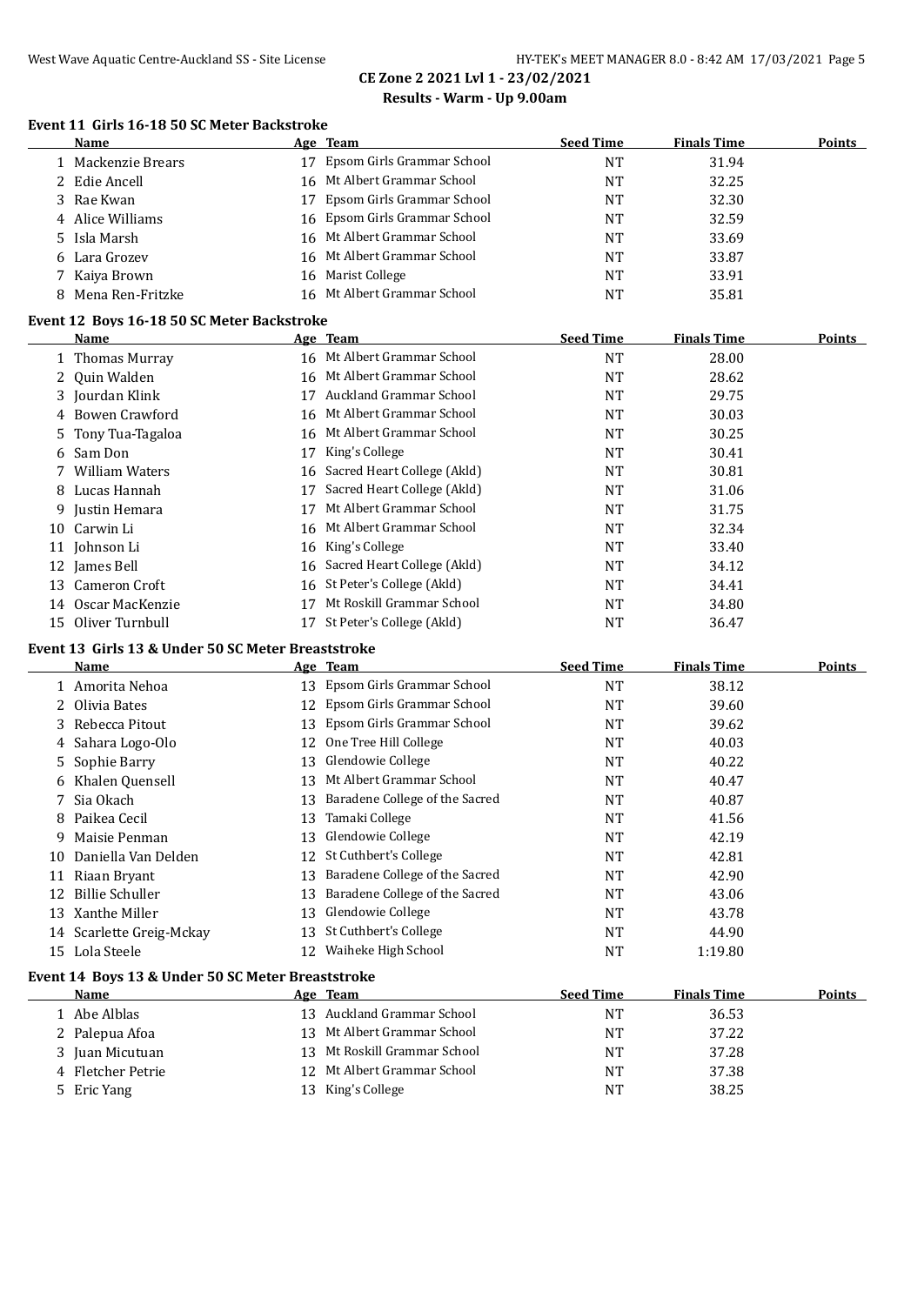## CE Zone 2 2021 Lvl 1 - 23/02/2021

### Results - Warm - Up 9.00am

#### Event 11 Girls 16-18 50 SC Meter Backstroke

| | Name | Age | Team | Seed Time | Finals Time | Points |
|---|---|---|---|---|---|---|
| 1 | Mackenzie Brears | 17 | Epsom Girls Grammar School | NT | 31.94 | |
| 2 | Edie Ancell | 16 | Mt Albert Grammar School | NT | 32.25 | |
| 3 | Rae Kwan | 17 | Epsom Girls Grammar School | NT | 32.30 | |
| 4 | Alice Williams | 16 | Epsom Girls Grammar School | NT | 32.59 | |
| 5 | Isla Marsh | 16 | Mt Albert Grammar School | NT | 33.69 | |
| 6 | Lara Grozev | 16 | Mt Albert Grammar School | NT | 33.87 | |
| 7 | Kaiya Brown | 16 | Marist College | NT | 33.91 | |
| 8 | Mena Ren-Fritzke | 16 | Mt Albert Grammar School | NT | 35.81 | |

#### Event 12 Boys 16-18 50 SC Meter Backstroke

| | Name | Age | Team | Seed Time | Finals Time | Points |
|---|---|---|---|---|---|---|
| 1 | Thomas Murray | 16 | Mt Albert Grammar School | NT | 28.00 | |
| 2 | Quin Walden | 16 | Mt Albert Grammar School | NT | 28.62 | |
| 3 | Jourdan Klink | 17 | Auckland Grammar School | NT | 29.75 | |
| 4 | Bowen Crawford | 16 | Mt Albert Grammar School | NT | 30.03 | |
| 5 | Tony Tua-Tagaloa | 16 | Mt Albert Grammar School | NT | 30.25 | |
| 6 | Sam Don | 17 | King's College | NT | 30.41 | |
| 7 | William Waters | 16 | Sacred Heart College (Akld) | NT | 30.81 | |
| 8 | Lucas Hannah | 17 | Sacred Heart College (Akld) | NT | 31.06 | |
| 9 | Justin Hemara | 17 | Mt Albert Grammar School | NT | 31.75 | |
| 10 | Carwin Li | 16 | Mt Albert Grammar School | NT | 32.34 | |
| 11 | Johnson Li | 16 | King's College | NT | 33.40 | |
| 12 | James Bell | 16 | Sacred Heart College (Akld) | NT | 34.12 | |
| 13 | Cameron Croft | 16 | St Peter's College (Akld) | NT | 34.41 | |
| 14 | Oscar MacKenzie | 17 | Mt Roskill Grammar School | NT | 34.80 | |
| 15 | Oliver Turnbull | 17 | St Peter's College (Akld) | NT | 36.47 | |

#### Event 13 Girls 13 & Under 50 SC Meter Breaststroke

| | Name | Age | Team | Seed Time | Finals Time | Points |
|---|---|---|---|---|---|---|
| 1 | Amorita Nehoa | 13 | Epsom Girls Grammar School | NT | 38.12 | |
| 2 | Olivia Bates | 12 | Epsom Girls Grammar School | NT | 39.60 | |
| 3 | Rebecca Pitout | 13 | Epsom Girls Grammar School | NT | 39.62 | |
| 4 | Sahara Logo-Olo | 12 | One Tree Hill College | NT | 40.03 | |
| 5 | Sophie Barry | 13 | Glendowie College | NT | 40.22 | |
| 6 | Khalen Quensell | 13 | Mt Albert Grammar School | NT | 40.47 | |
| 7 | Sia Okach | 13 | Baradene College of the Sacred | NT | 40.87 | |
| 8 | Paikea Cecil | 13 | Tamaki College | NT | 41.56 | |
| 9 | Maisie Penman | 13 | Glendowie College | NT | 42.19 | |
| 10 | Daniella Van Delden | 12 | St Cuthbert's College | NT | 42.81 | |
| 11 | Riaan Bryant | 13 | Baradene College of the Sacred | NT | 42.90 | |
| 12 | Billie Schuller | 13 | Baradene College of the Sacred | NT | 43.06 | |
| 13 | Xanthe Miller | 13 | Glendowie College | NT | 43.78 | |
| 14 | Scarlette Greig-Mckay | 13 | St Cuthbert's College | NT | 44.90 | |
| 15 | Lola Steele | 12 | Waiheke High School | NT | 1:19.80 | |

#### Event 14 Boys 13 & Under 50 SC Meter Breaststroke

| | Name | Age | Team | Seed Time | Finals Time | Points |
|---|---|---|---|---|---|---|
| 1 | Abe Alblas | 13 | Auckland Grammar School | NT | 36.53 | |
| 2 | Palepua Afoa | 13 | Mt Albert Grammar School | NT | 37.22 | |
| 3 | Juan Micutuan | 13 | Mt Roskill Grammar School | NT | 37.28 | |
| 4 | Fletcher Petrie | 12 | Mt Albert Grammar School | NT | 37.38 | |
| 5 | Eric Yang | 13 | King's College | NT | 38.25 | |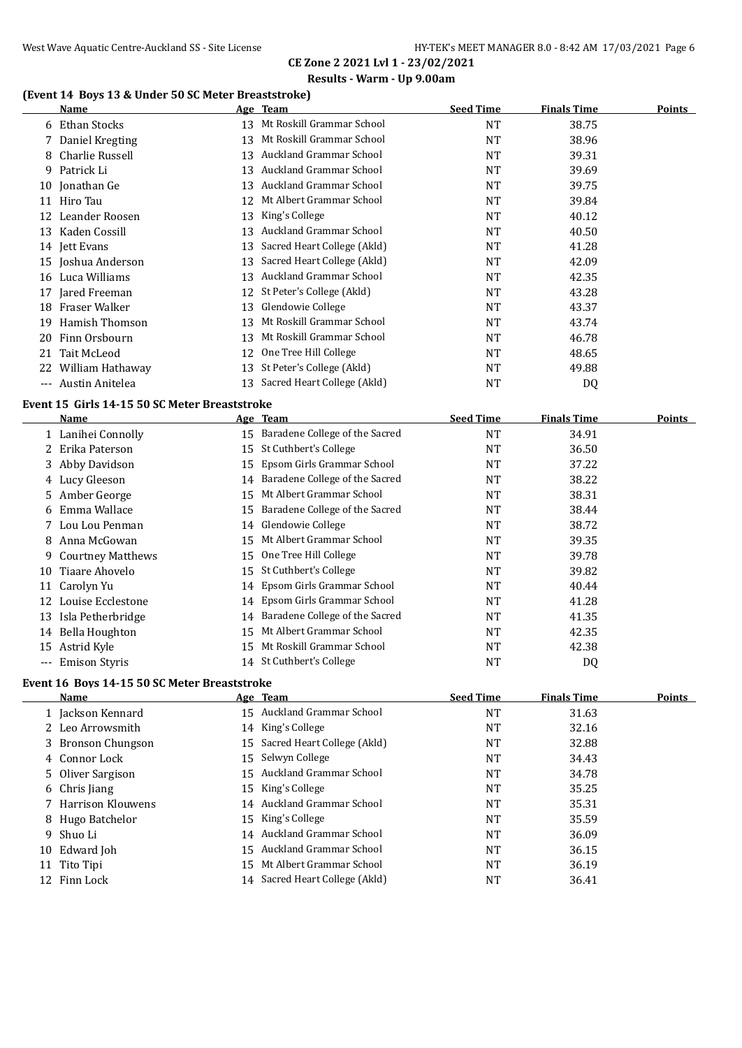# CE Zone 2 2021 Lvl 1 - 23/02/2021

## Results - Warm - Up 9.00am

### (Event 14 Boys 13 & Under 50 SC Meter Breaststroke)

| | Name | Age | Team | Seed Time | Finals Time | Points |
|---|---|---|---|---|---|---|
| 6 | Ethan Stocks | 13 | Mt Roskill Grammar School | NT | 38.75 | |
| 7 | Daniel Kregting | 13 | Mt Roskill Grammar School | NT | 38.96 | |
| 8 | Charlie Russell | 13 | Auckland Grammar School | NT | 39.31 | |
| 9 | Patrick Li | 13 | Auckland Grammar School | NT | 39.69 | |
| 10 | Jonathan Ge | 13 | Auckland Grammar School | NT | 39.75 | |
| 11 | Hiro Tau | 12 | Mt Albert Grammar School | NT | 39.84 | |
| 12 | Leander Roosen | 13 | King's College | NT | 40.12 | |
| 13 | Kaden Cossill | 13 | Auckland Grammar School | NT | 40.50 | |
| 14 | Jett Evans | 13 | Sacred Heart College (Akld) | NT | 41.28 | |
| 15 | Joshua Anderson | 13 | Sacred Heart College (Akld) | NT | 42.09 | |
| 16 | Luca Williams | 13 | Auckland Grammar School | NT | 42.35 | |
| 17 | Jared Freeman | 12 | St Peter's College (Akld) | NT | 43.28 | |
| 18 | Fraser Walker | 13 | Glendowie College | NT | 43.37 | |
| 19 | Hamish Thomson | 13 | Mt Roskill Grammar School | NT | 43.74 | |
| 20 | Finn Orsbourn | 13 | Mt Roskill Grammar School | NT | 46.78 | |
| 21 | Tait McLeod | 12 | One Tree Hill College | NT | 48.65 | |
| 22 | William Hathaway | 13 | St Peter's College (Akld) | NT | 49.88 | |
| --- | Austin Anitelea | 13 | Sacred Heart College (Akld) | NT | DQ | |

### Event 15 Girls 14-15 50 SC Meter Breaststroke

| | Name | Age | Team | Seed Time | Finals Time | Points |
|---|---|---|---|---|---|---|
| 1 | Lanihei Connolly | 15 | Baradene College of the Sacred | NT | 34.91 | |
| 2 | Erika Paterson | 15 | St Cuthbert's College | NT | 36.50 | |
| 3 | Abby Davidson | 15 | Epsom Girls Grammar School | NT | 37.22 | |
| 4 | Lucy Gleeson | 14 | Baradene College of the Sacred | NT | 38.22 | |
| 5 | Amber George | 15 | Mt Albert Grammar School | NT | 38.31 | |
| 6 | Emma Wallace | 15 | Baradene College of the Sacred | NT | 38.44 | |
| 7 | Lou Lou Penman | 14 | Glendowie College | NT | 38.72 | |
| 8 | Anna McGowan | 15 | Mt Albert Grammar School | NT | 39.35 | |
| 9 | Courtney Matthews | 15 | One Tree Hill College | NT | 39.78 | |
| 10 | Tiaare Ahovelo | 15 | St Cuthbert's College | NT | 39.82 | |
| 11 | Carolyn Yu | 14 | Epsom Girls Grammar School | NT | 40.44 | |
| 12 | Louise Ecclestone | 14 | Epsom Girls Grammar School | NT | 41.28 | |
| 13 | Isla Petherbridge | 14 | Baradene College of the Sacred | NT | 41.35 | |
| 14 | Bella Houghton | 15 | Mt Albert Grammar School | NT | 42.35 | |
| 15 | Astrid Kyle | 15 | Mt Roskill Grammar School | NT | 42.38 | |
| --- | Emison Styris | 14 | St Cuthbert's College | NT | DQ | |

### Event 16 Boys 14-15 50 SC Meter Breaststroke

| | Name | Age | Team | Seed Time | Finals Time | Points |
|---|---|---|---|---|---|---|
| 1 | Jackson Kennard | 15 | Auckland Grammar School | NT | 31.63 | |
| 2 | Leo Arrowsmith | 14 | King's College | NT | 32.16 | |
| 3 | Bronson Chungson | 15 | Sacred Heart College (Akld) | NT | 32.88 | |
| 4 | Connor Lock | 15 | Selwyn College | NT | 34.43 | |
| 5 | Oliver Sargison | 15 | Auckland Grammar School | NT | 34.78 | |
| 6 | Chris Jiang | 15 | King's College | NT | 35.25 | |
| 7 | Harrison Klouwens | 14 | Auckland Grammar School | NT | 35.31 | |
| 8 | Hugo Batchelor | 15 | King's College | NT | 35.59 | |
| 9 | Shuo Li | 14 | Auckland Grammar School | NT | 36.09 | |
| 10 | Edward Joh | 15 | Auckland Grammar School | NT | 36.15 | |
| 11 | Tito Tipi | 15 | Mt Albert Grammar School | NT | 36.19 | |
| 12 | Finn Lock | 14 | Sacred Heart College (Akld) | NT | 36.41 | |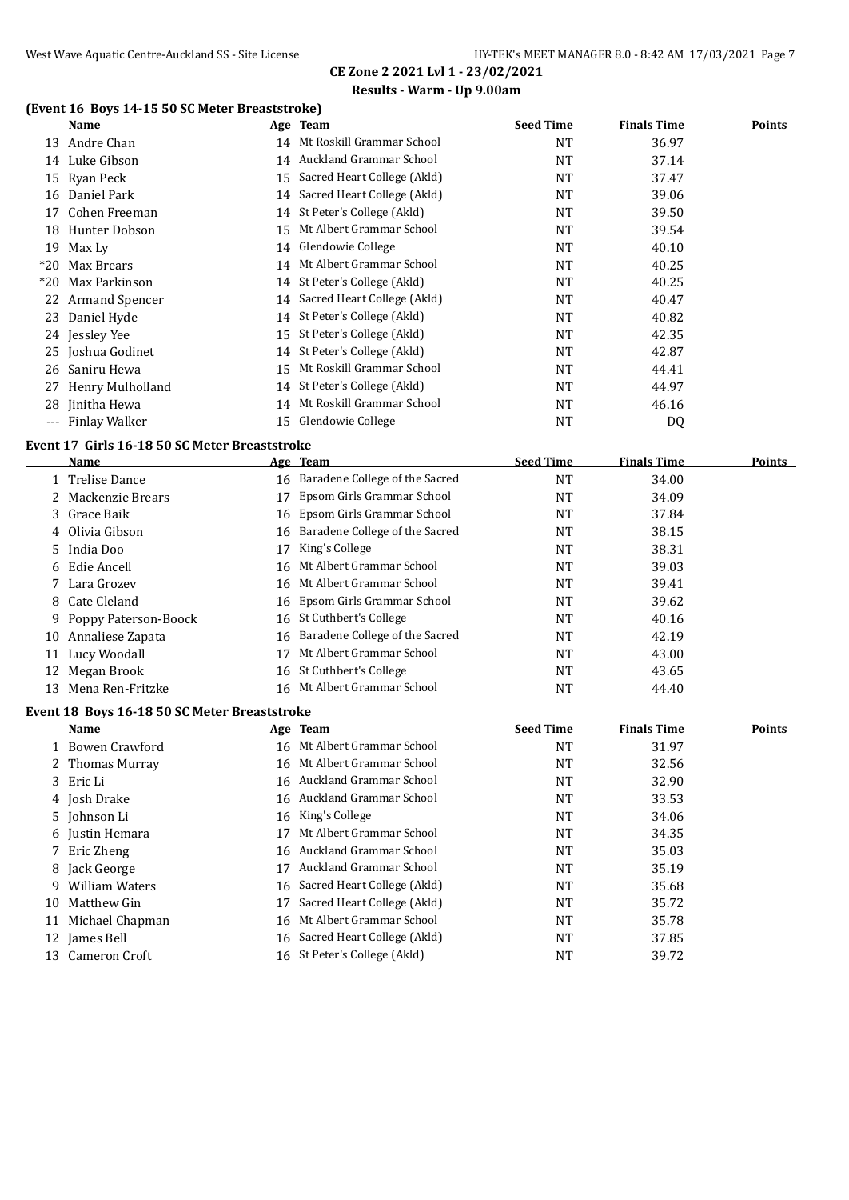**CE Zone 2 2021 Lvl 1 - 23/02/2021**

**Results - Warm - Up 9.00am**

### (Event 16 Boys 14-15 50 SC Meter Breaststroke)

| | Name | Age | Team | Seed Time | Finals Time | Points |
|---|---|---|---|---|---|---|
| 13 | Andre Chan | 14 | Mt Roskill Grammar School | NT | 36.97 | |
| 14 | Luke Gibson | 14 | Auckland Grammar School | NT | 37.14 | |
| 15 | Ryan Peck | 15 | Sacred Heart College (Akld) | NT | 37.47 | |
| 16 | Daniel Park | 14 | Sacred Heart College (Akld) | NT | 39.06 | |
| 17 | Cohen Freeman | 14 | St Peter's College (Akld) | NT | 39.50 | |
| 18 | Hunter Dobson | 15 | Mt Albert Grammar School | NT | 39.54 | |
| 19 | Max Ly | 14 | Glendowie College | NT | 40.10 | |
| *20 | Max Brears | 14 | Mt Albert Grammar School | NT | 40.25 | |
| *20 | Max Parkinson | 14 | St Peter's College (Akld) | NT | 40.25 | |
| 22 | Armand Spencer | 14 | Sacred Heart College (Akld) | NT | 40.47 | |
| 23 | Daniel Hyde | 14 | St Peter's College (Akld) | NT | 40.82 | |
| 24 | Jessley Yee | 15 | St Peter's College (Akld) | NT | 42.35 | |
| 25 | Joshua Godinet | 14 | St Peter's College (Akld) | NT | 42.87 | |
| 26 | Saniru Hewa | 15 | Mt Roskill Grammar School | NT | 44.41 | |
| 27 | Henry Mulholland | 14 | St Peter's College (Akld) | NT | 44.97 | |
| 28 | Jinitha Hewa | 14 | Mt Roskill Grammar School | NT | 46.16 | |
| --- | Finlay Walker | 15 | Glendowie College | NT | DQ | |

### Event 17 Girls 16-18 50 SC Meter Breaststroke

| | Name | Age | Team | Seed Time | Finals Time | Points |
|---|---|---|---|---|---|---|
| 1 | Trelise Dance | 16 | Baradene College of the Sacred | NT | 34.00 | |
| 2 | Mackenzie Brears | 17 | Epsom Girls Grammar School | NT | 34.09 | |
| 3 | Grace Baik | 16 | Epsom Girls Grammar School | NT | 37.84 | |
| 4 | Olivia Gibson | 16 | Baradene College of the Sacred | NT | 38.15 | |
| 5 | India Doo | 17 | King's College | NT | 38.31 | |
| 6 | Edie Ancell | 16 | Mt Albert Grammar School | NT | 39.03 | |
| 7 | Lara Grozev | 16 | Mt Albert Grammar School | NT | 39.41 | |
| 8 | Cate Cleland | 16 | Epsom Girls Grammar School | NT | 39.62 | |
| 9 | Poppy Paterson-Boock | 16 | St Cuthbert's College | NT | 40.16 | |
| 10 | Annaliese Zapata | 16 | Baradene College of the Sacred | NT | 42.19 | |
| 11 | Lucy Woodall | 17 | Mt Albert Grammar School | NT | 43.00 | |
| 12 | Megan Brook | 16 | St Cuthbert's College | NT | 43.65 | |
| 13 | Mena Ren-Fritzke | 16 | Mt Albert Grammar School | NT | 44.40 | |

### Event 18 Boys 16-18 50 SC Meter Breaststroke

| | Name | Age | Team | Seed Time | Finals Time | Points |
|---|---|---|---|---|---|---|
| 1 | Bowen Crawford | 16 | Mt Albert Grammar School | NT | 31.97 | |
| 2 | Thomas Murray | 16 | Mt Albert Grammar School | NT | 32.56 | |
| 3 | Eric Li | 16 | Auckland Grammar School | NT | 32.90 | |
| 4 | Josh Drake | 16 | Auckland Grammar School | NT | 33.53 | |
| 5 | Johnson Li | 16 | King's College | NT | 34.06 | |
| 6 | Justin Hemara | 17 | Mt Albert Grammar School | NT | 34.35 | |
| 7 | Eric Zheng | 16 | Auckland Grammar School | NT | 35.03 | |
| 8 | Jack George | 17 | Auckland Grammar School | NT | 35.19 | |
| 9 | William Waters | 16 | Sacred Heart College (Akld) | NT | 35.68 | |
| 10 | Matthew Gin | 17 | Sacred Heart College (Akld) | NT | 35.72 | |
| 11 | Michael Chapman | 16 | Mt Albert Grammar School | NT | 35.78 | |
| 12 | James Bell | 16 | Sacred Heart College (Akld) | NT | 37.85 | |
| 13 | Cameron Croft | 16 | St Peter's College (Akld) | NT | 39.72 | |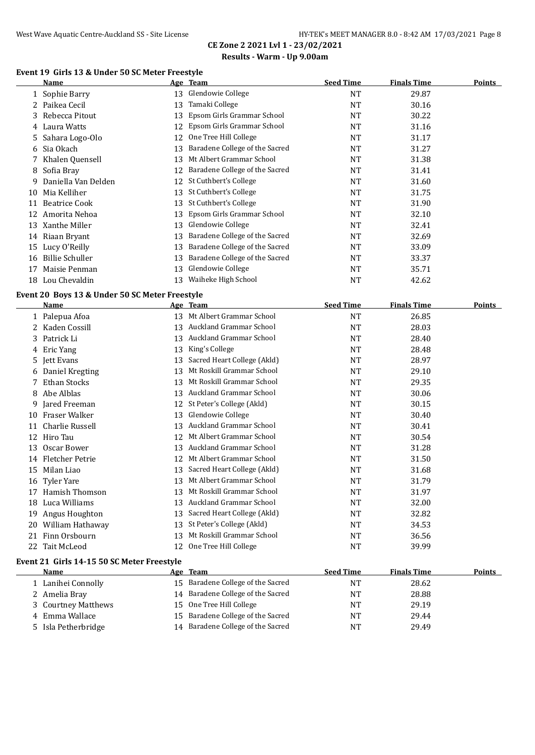## CE Zone 2 2021 Lvl 1 - 23/02/2021

### Results - Warm - Up 9.00am

#### Event 19 Girls 13 & Under 50 SC Meter Freestyle

| | Name | Age | Team | Seed Time | Finals Time | Points |
|---|---|---|---|---|---|---|
| 1 | Sophie Barry | 13 | Glendowie College | NT | 29.87 | |
| 2 | Paikea Cecil | 13 | Tamaki College | NT | 30.16 | |
| 3 | Rebecca Pitout | 13 | Epsom Girls Grammar School | NT | 30.22 | |
| 4 | Laura Watts | 12 | Epsom Girls Grammar School | NT | 31.16 | |
| 5 | Sahara Logo-Olo | 12 | One Tree Hill College | NT | 31.17 | |
| 6 | Sia Okach | 13 | Baradene College of the Sacred | NT | 31.27 | |
| 7 | Khalen Quensell | 13 | Mt Albert Grammar School | NT | 31.38 | |
| 8 | Sofia Bray | 12 | Baradene College of the Sacred | NT | 31.41 | |
| 9 | Daniella Van Delden | 12 | St Cuthbert's College | NT | 31.60 | |
| 10 | Mia Kelliher | 13 | St Cuthbert's College | NT | 31.75 | |
| 11 | Beatrice Cook | 13 | St Cuthbert's College | NT | 31.90 | |
| 12 | Amorita Nehoa | 13 | Epsom Girls Grammar School | NT | 32.10 | |
| 13 | Xanthe Miller | 13 | Glendowie College | NT | 32.41 | |
| 14 | Riaan Bryant | 13 | Baradene College of the Sacred | NT | 32.69 | |
| 15 | Lucy O'Reilly | 13 | Baradene College of the Sacred | NT | 33.09 | |
| 16 | Billie Schuller | 13 | Baradene College of the Sacred | NT | 33.37 | |
| 17 | Maisie Penman | 13 | Glendowie College | NT | 35.71 | |
| 18 | Lou Chevaldin | 13 | Waiheke High School | NT | 42.62 | |

#### Event 20 Boys 13 & Under 50 SC Meter Freestyle

| | Name | Age | Team | Seed Time | Finals Time | Points |
|---|---|---|---|---|---|---|
| 1 | Palepua Afoa | 13 | Mt Albert Grammar School | NT | 26.85 | |
| 2 | Kaden Cossill | 13 | Auckland Grammar School | NT | 28.03 | |
| 3 | Patrick Li | 13 | Auckland Grammar School | NT | 28.40 | |
| 4 | Eric Yang | 13 | King's College | NT | 28.48 | |
| 5 | Jett Evans | 13 | Sacred Heart College (Akld) | NT | 28.97 | |
| 6 | Daniel Kregting | 13 | Mt Roskill Grammar School | NT | 29.10 | |
| 7 | Ethan Stocks | 13 | Mt Roskill Grammar School | NT | 29.35 | |
| 8 | Abe Alblas | 13 | Auckland Grammar School | NT | 30.06 | |
| 9 | Jared Freeman | 12 | St Peter's College (Akld) | NT | 30.15 | |
| 10 | Fraser Walker | 13 | Glendowie College | NT | 30.40 | |
| 11 | Charlie Russell | 13 | Auckland Grammar School | NT | 30.41 | |
| 12 | Hiro Tau | 12 | Mt Albert Grammar School | NT | 30.54 | |
| 13 | Oscar Bower | 13 | Auckland Grammar School | NT | 31.28 | |
| 14 | Fletcher Petrie | 12 | Mt Albert Grammar School | NT | 31.50 | |
| 15 | Milan Liao | 13 | Sacred Heart College (Akld) | NT | 31.68 | |
| 16 | Tyler Yare | 13 | Mt Albert Grammar School | NT | 31.79 | |
| 17 | Hamish Thomson | 13 | Mt Roskill Grammar School | NT | 31.97 | |
| 18 | Luca Williams | 13 | Auckland Grammar School | NT | 32.00 | |
| 19 | Angus Houghton | 13 | Sacred Heart College (Akld) | NT | 32.82 | |
| 20 | William Hathaway | 13 | St Peter's College (Akld) | NT | 34.53 | |
| 21 | Finn Orsbourn | 13 | Mt Roskill Grammar School | NT | 36.56 | |
| 22 | Tait McLeod | 12 | One Tree Hill College | NT | 39.99 | |

#### Event 21 Girls 14-15 50 SC Meter Freestyle

| | Name | Age | Team | Seed Time | Finals Time | Points |
|---|---|---|---|---|---|---|
| 1 | Lanihei Connolly | 15 | Baradene College of the Sacred | NT | 28.62 | |
| 2 | Amelia Bray | 14 | Baradene College of the Sacred | NT | 28.88 | |
| 3 | Courtney Matthews | 15 | One Tree Hill College | NT | 29.19 | |
| 4 | Emma Wallace | 15 | Baradene College of the Sacred | NT | 29.44 | |
| 5 | Isla Petherbridge | 14 | Baradene College of the Sacred | NT | 29.49 | |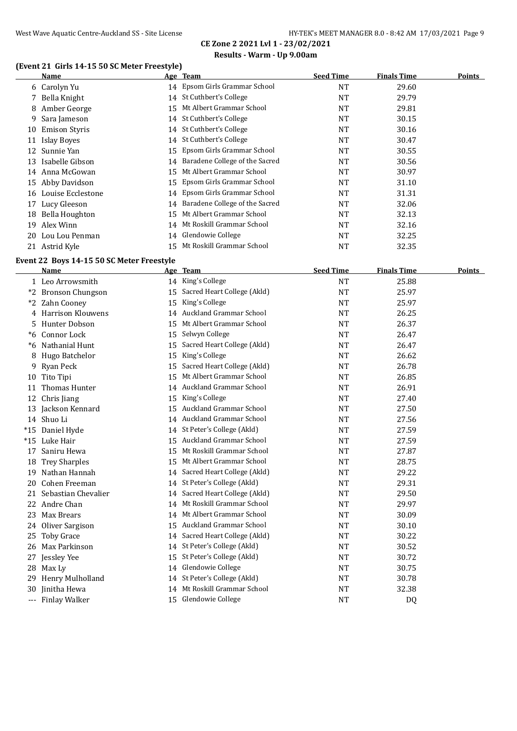## CE Zone 2 2021 Lvl 1 - 23/02/2021

### Results - Warm - Up 9.00am

### (Event 21 Girls 14-15 50 SC Meter Freestyle)

| | Name | Age | Team | Seed Time | Finals Time | Points |
|---|---|---|---|---|---|---|
| 6 | Carolyn Yu | 14 | Epsom Girls Grammar School | NT | 29.60 | |
| 7 | Bella Knight | 14 | St Cuthbert's College | NT | 29.79 | |
| 8 | Amber George | 15 | Mt Albert Grammar School | NT | 29.81 | |
| 9 | Sara Jameson | 14 | St Cuthbert's College | NT | 30.15 | |
| 10 | Emison Styris | 14 | St Cuthbert's College | NT | 30.16 | |
| 11 | Islay Boyes | 14 | St Cuthbert's College | NT | 30.47 | |
| 12 | Sunnie Yan | 15 | Epsom Girls Grammar School | NT | 30.55 | |
| 13 | Isabelle Gibson | 14 | Baradene College of the Sacred | NT | 30.56 | |
| 14 | Anna McGowan | 15 | Mt Albert Grammar School | NT | 30.97 | |
| 15 | Abby Davidson | 15 | Epsom Girls Grammar School | NT | 31.10 | |
| 16 | Louise Ecclestone | 14 | Epsom Girls Grammar School | NT | 31.31 | |
| 17 | Lucy Gleeson | 14 | Baradene College of the Sacred | NT | 32.06 | |
| 18 | Bella Houghton | 15 | Mt Albert Grammar School | NT | 32.13 | |
| 19 | Alex Winn | 14 | Mt Roskill Grammar School | NT | 32.16 | |
| 20 | Lou Lou Penman | 14 | Glendowie College | NT | 32.25 | |
| 21 | Astrid Kyle | 15 | Mt Roskill Grammar School | NT | 32.35 | |

### Event 22 Boys 14-15 50 SC Meter Freestyle

| | Name | Age | Team | Seed Time | Finals Time | Points |
|---|---|---|---|---|---|---|
| 1 | Leo Arrowsmith | 14 | King's College | NT | 25.88 | |
| *2 | Bronson Chungson | 15 | Sacred Heart College (Akld) | NT | 25.97 | |
| *2 | Zahn Cooney | 15 | King's College | NT | 25.97 | |
| 4 | Harrison Klouwens | 14 | Auckland Grammar School | NT | 26.25 | |
| 5 | Hunter Dobson | 15 | Mt Albert Grammar School | NT | 26.37 | |
| *6 | Connor Lock | 15 | Selwyn College | NT | 26.47 | |
| *6 | Nathanial Hunt | 15 | Sacred Heart College (Akld) | NT | 26.47 | |
| 8 | Hugo Batchelor | 15 | King's College | NT | 26.62 | |
| 9 | Ryan Peck | 15 | Sacred Heart College (Akld) | NT | 26.78 | |
| 10 | Tito Tipi | 15 | Mt Albert Grammar School | NT | 26.85 | |
| 11 | Thomas Hunter | 14 | Auckland Grammar School | NT | 26.91 | |
| 12 | Chris Jiang | 15 | King's College | NT | 27.40 | |
| 13 | Jackson Kennard | 15 | Auckland Grammar School | NT | 27.50 | |
| 14 | Shuo Li | 14 | Auckland Grammar School | NT | 27.56 | |
| *15 | Daniel Hyde | 14 | St Peter's College (Akld) | NT | 27.59 | |
| *15 | Luke Hair | 15 | Auckland Grammar School | NT | 27.59 | |
| 17 | Saniru Hewa | 15 | Mt Roskill Grammar School | NT | 27.87 | |
| 18 | Trey Sharples | 15 | Mt Albert Grammar School | NT | 28.75 | |
| 19 | Nathan Hannah | 14 | Sacred Heart College (Akld) | NT | 29.22 | |
| 20 | Cohen Freeman | 14 | St Peter's College (Akld) | NT | 29.31 | |
| 21 | Sebastian Chevalier | 14 | Sacred Heart College (Akld) | NT | 29.50 | |
| 22 | Andre Chan | 14 | Mt Roskill Grammar School | NT | 29.97 | |
| 23 | Max Brears | 14 | Mt Albert Grammar School | NT | 30.09 | |
| 24 | Oliver Sargison | 15 | Auckland Grammar School | NT | 30.10 | |
| 25 | Toby Grace | 14 | Sacred Heart College (Akld) | NT | 30.22 | |
| 26 | Max Parkinson | 14 | St Peter's College (Akld) | NT | 30.52 | |
| 27 | Jessley Yee | 15 | St Peter's College (Akld) | NT | 30.72 | |
| 28 | Max Ly | 14 | Glendowie College | NT | 30.75 | |
| 29 | Henry Mulholland | 14 | St Peter's College (Akld) | NT | 30.78 | |
| 30 | Jinitha Hewa | 14 | Mt Roskill Grammar School | NT | 32.38 | |
| --- | Finlay Walker | 15 | Glendowie College | NT | DQ | |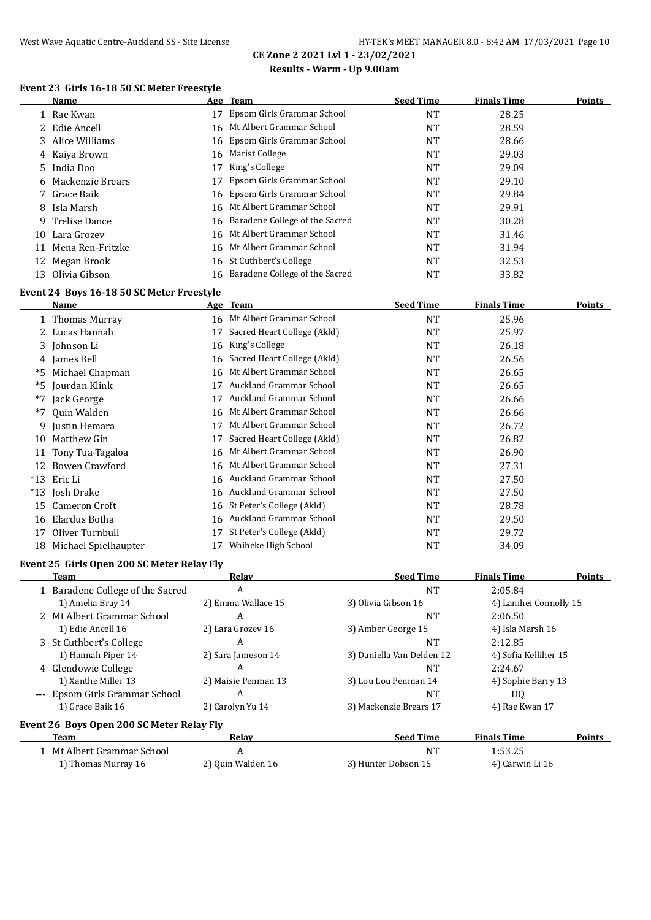CE Zone 2 2021 Lvl 1 - 23/02/2021

Results - Warm - Up 9.00am

### Event 23 Girls 16-18 50 SC Meter Freestyle

| | Name | Age | Team | Seed Time | Finals Time | Points |
|---|---|---|---|---|---|---|
| 1 | Rae Kwan | 17 | Epsom Girls Grammar School | NT | 28.25 | |
| 2 | Edie Ancell | 16 | Mt Albert Grammar School | NT | 28.59 | |
| 3 | Alice Williams | 16 | Epsom Girls Grammar School | NT | 28.66 | |
| 4 | Kaiya Brown | 16 | Marist College | NT | 29.03 | |
| 5 | India Doo | 17 | King's College | NT | 29.09 | |
| 6 | Mackenzie Brears | 17 | Epsom Girls Grammar School | NT | 29.10 | |
| 7 | Grace Baik | 16 | Epsom Girls Grammar School | NT | 29.84 | |
| 8 | Isla Marsh | 16 | Mt Albert Grammar School | NT | 29.91 | |
| 9 | Trelise Dance | 16 | Baradene College of the Sacred | NT | 30.28 | |
| 10 | Lara Grozev | 16 | Mt Albert Grammar School | NT | 31.46 | |
| 11 | Mena Ren-Fritzke | 16 | Mt Albert Grammar School | NT | 31.94 | |
| 12 | Megan Brook | 16 | St Cuthbert's College | NT | 32.53 | |
| 13 | Olivia Gibson | 16 | Baradene College of the Sacred | NT | 33.82 | |

### Event 24 Boys 16-18 50 SC Meter Freestyle

| | Name | Age | Team | Seed Time | Finals Time | Points |
|---|---|---|---|---|---|---|
| 1 | Thomas Murray | 16 | Mt Albert Grammar School | NT | 25.96 | |
| 2 | Lucas Hannah | 17 | Sacred Heart College (Akld) | NT | 25.97 | |
| 3 | Johnson Li | 16 | King's College | NT | 26.18 | |
| 4 | James Bell | 16 | Sacred Heart College (Akld) | NT | 26.56 | |
| *5 | Michael Chapman | 16 | Mt Albert Grammar School | NT | 26.65 | |
| *5 | Jourdan Klink | 17 | Auckland Grammar School | NT | 26.65 | |
| *7 | Jack George | 17 | Auckland Grammar School | NT | 26.66 | |
| *7 | Quin Walden | 16 | Mt Albert Grammar School | NT | 26.66 | |
| 9 | Justin Hemara | 17 | Mt Albert Grammar School | NT | 26.72 | |
| 10 | Matthew Gin | 17 | Sacred Heart College (Akld) | NT | 26.82 | |
| 11 | Tony Tua-Tagaloa | 16 | Mt Albert Grammar School | NT | 26.90 | |
| 12 | Bowen Crawford | 16 | Mt Albert Grammar School | NT | 27.31 | |
| *13 | Eric Li | 16 | Auckland Grammar School | NT | 27.50 | |
| *13 | Josh Drake | 16 | Auckland Grammar School | NT | 27.50 | |
| 15 | Cameron Croft | 16 | St Peter's College (Akld) | NT | 28.78 | |
| 16 | Elardus Botha | 16 | Auckland Grammar School | NT | 29.50 | |
| 17 | Oliver Turnbull | 17 | St Peter's College (Akld) | NT | 29.72 | |
| 18 | Michael Spielhaupter | 17 | Waiheke High School | NT | 34.09 | |

### Event 25 Girls Open 200 SC Meter Relay Fly

| | Team | Relay | Seed Time | Finals Time | Points |
|---|---|---|---|---|---|
| 1 | Baradene College of the Sacred | A | NT | 2:05.84 | |
| | 1) Amelia Bray 14 | 2) Emma Wallace 15 | 3) Olivia Gibson 16 | 4) Lanihei Connolly 15 | |
| 2 | Mt Albert Grammar School | A | NT | 2:06.50 | |
| | 1) Edie Ancell 16 | 2) Lara Grozev 16 | 3) Amber George 15 | 4) Isla Marsh 16 | |
| 3 | St Cuthbert's College | A | NT | 2:12.85 | |
| | 1) Hannah Piper 14 | 2) Sara Jameson 14 | 3) Daniella Van Delden 12 | 4) Sofia Kelliher 15 | |
| 4 | Glendowie College | A | NT | 2:24.67 | |
| | 1) Xanthe Miller 13 | 2) Maisie Penman 13 | 3) Lou Lou Penman 14 | 4) Sophie Barry 13 | |
| --- | Epsom Girls Grammar School | A | NT | DQ | |
| | 1) Grace Baik 16 | 2) Carolyn Yu 14 | 3) Mackenzie Brears 17 | 4) Rae Kwan 17 | |

### Event 26 Boys Open 200 SC Meter Relay Fly

| | Team | Relay | Seed Time | Finals Time | Points |
|---|---|---|---|---|---|
| 1 | Mt Albert Grammar School | A | NT | 1:53.25 | |
| | 1) Thomas Murray 16 | 2) Quin Walden 16 | 3) Hunter Dobson 15 | 4) Carwin Li 16 | |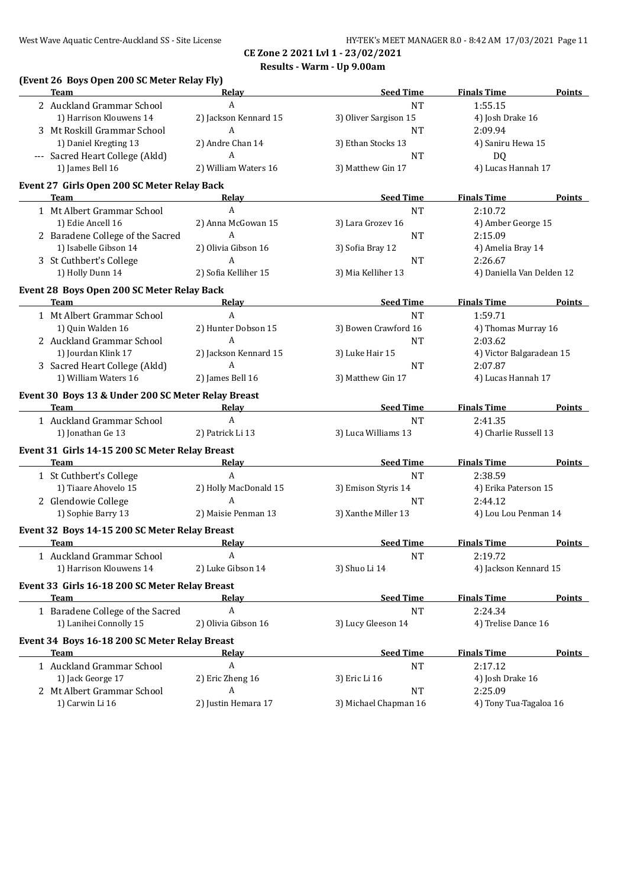**CE Zone 2 2021 Lvl 1 - 23/02/2021**
**Results - Warm - Up 9.00am**

### (Event 26 Boys Open 200 SC Meter Relay Fly)

| Team | Relay | Seed Time | Finals Time | Points |
|---|---|---|---|---|
| 2 Auckland Grammar School | A | NT | 1:55.15 | |
| 1) Harrison Klouwens 14 | 2) Jackson Kennard 15 | 3) Oliver Sargison 15 | 4) Josh Drake 16 | |
| 3 Mt Roskill Grammar School | A | NT | 2:09.94 | |
| 1) Daniel Kregting 13 | 2) Andre Chan 14 | 3) Ethan Stocks 13 | 4) Saniru Hewa 15 | |
| --- Sacred Heart College (Akld) | A | NT | DQ | |
| 1) James Bell 16 | 2) William Waters 16 | 3) Matthew Gin 17 | 4) Lucas Hannah 17 | |

### Event 27 Girls Open 200 SC Meter Relay Back

| Team | Relay | Seed Time | Finals Time | Points |
|---|---|---|---|---|
| 1 Mt Albert Grammar School | A | NT | 2:10.72 | |
| 1) Edie Ancell 16 | 2) Anna McGowan 15 | 3) Lara Grozev 16 | 4) Amber George 15 | |
| 2 Baradene College of the Sacred | A | NT | 2:15.09 | |
| 1) Isabelle Gibson 14 | 2) Olivia Gibson 16 | 3) Sofia Bray 12 | 4) Amelia Bray 14 | |
| 3 St Cuthbert's College | A | NT | 2:26.67 | |
| 1) Holly Dunn 14 | 2) Sofia Kelliher 15 | 3) Mia Kelliher 13 | 4) Daniella Van Delden 12 | |

### Event 28 Boys Open 200 SC Meter Relay Back

| Team | Relay | Seed Time | Finals Time | Points |
|---|---|---|---|---|
| 1 Mt Albert Grammar School | A | NT | 1:59.71 | |
| 1) Quin Walden 16 | 2) Hunter Dobson 15 | 3) Bowen Crawford 16 | 4) Thomas Murray 16 | |
| 2 Auckland Grammar School | A | NT | 2:03.62 | |
| 1) Jourdan Klink 17 | 2) Jackson Kennard 15 | 3) Luke Hair 15 | 4) Victor Balgaradean 15 | |
| 3 Sacred Heart College (Akld) | A | NT | 2:07.87 | |
| 1) William Waters 16 | 2) James Bell 16 | 3) Matthew Gin 17 | 4) Lucas Hannah 17 | |

### Event 30 Boys 13 & Under 200 SC Meter Relay Breast

| Team | Relay | Seed Time | Finals Time | Points |
|---|---|---|---|---|
| 1 Auckland Grammar School | A | NT | 2:41.35 | |
| 1) Jonathan Ge 13 | 2) Patrick Li 13 | 3) Luca Williams 13 | 4) Charlie Russell 13 | |

### Event 31 Girls 14-15 200 SC Meter Relay Breast

| Team | Relay | Seed Time | Finals Time | Points |
|---|---|---|---|---|
| 1 St Cuthbert's College | A | NT | 2:38.59 | |
| 1) Tiaare Ahovelo 15 | 2) Holly MacDonald 15 | 3) Emison Styris 14 | 4) Erika Paterson 15 | |
| 2 Glendowie College | A | NT | 2:44.12 | |
| 1) Sophie Barry 13 | 2) Maisie Penman 13 | 3) Xanthe Miller 13 | 4) Lou Lou Penman 14 | |

### Event 32 Boys 14-15 200 SC Meter Relay Breast

| Team | Relay | Seed Time | Finals Time | Points |
|---|---|---|---|---|
| 1 Auckland Grammar School | A | NT | 2:19.72 | |
| 1) Harrison Klouwens 14 | 2) Luke Gibson 14 | 3) Shuo Li 14 | 4) Jackson Kennard 15 | |

### Event 33 Girls 16-18 200 SC Meter Relay Breast

| Team | Relay | Seed Time | Finals Time | Points |
|---|---|---|---|---|
| 1 Baradene College of the Sacred | A | NT | 2:24.34 | |
| 1) Lanihei Connolly 15 | 2) Olivia Gibson 16 | 3) Lucy Gleeson 14 | 4) Trelise Dance 16 | |

### Event 34 Boys 16-18 200 SC Meter Relay Breast

| Team | Relay | Seed Time | Finals Time | Points |
|---|---|---|---|---|
| 1 Auckland Grammar School | A | NT | 2:17.12 | |
| 1) Jack George 17 | 2) Eric Zheng 16 | 3) Eric Li 16 | 4) Josh Drake 16 | |
| 2 Mt Albert Grammar School | A | NT | 2:25.09 | |
| 1) Carwin Li 16 | 2) Justin Hemara 17 | 3) Michael Chapman 16 | 4) Tony Tua-Tagaloa 16 | |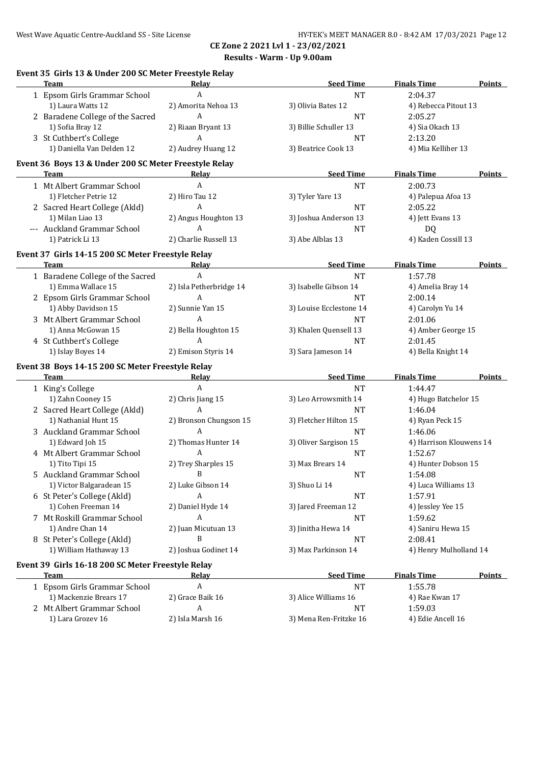**CE Zone 2 2021 Lvl 1 - 23/02/2021**

**Results - Warm - Up 9.00am**

### Event 35 Girls 13 & Under 200 SC Meter Freestyle Relay

| | Team | Relay | Seed Time | Finals Time | Points |
|---|---|---|---|---|---|
| 1 | Epsom Girls Grammar School | A | NT | 2:04.37 | |
| | 1) Laura Watts 12 | 2) Amorita Nehoa 13 | 3) Olivia Bates 12 | 4) Rebecca Pitout 13 | |
| 2 | Baradene College of the Sacred | A | NT | 2:05.27 | |
| | 1) Sofia Bray 12 | 2) Riaan Bryant 13 | 3) Billie Schuller 13 | 4) Sia Okach 13 | |
| 3 | St Cuthbert's College | A | NT | 2:13.20 | |
| | 1) Daniella Van Delden 12 | 2) Audrey Huang 12 | 3) Beatrice Cook 13 | 4) Mia Kelliher 13 | |

### Event 36 Boys 13 & Under 200 SC Meter Freestyle Relay

| | Team | Relay | Seed Time | Finals Time | Points |
|---|---|---|---|---|---|
| 1 | Mt Albert Grammar School | A | NT | 2:00.73 | |
| | 1) Fletcher Petrie 12 | 2) Hiro Tau 12 | 3) Tyler Yare 13 | 4) Palepua Afoa 13 | |
| 2 | Sacred Heart College (Akld) | A | NT | 2:05.22 | |
| | 1) Milan Liao 13 | 2) Angus Houghton 13 | 3) Joshua Anderson 13 | 4) Jett Evans 13 | |
| --- | Auckland Grammar School | A | NT | DQ | |
| | 1) Patrick Li 13 | 2) Charlie Russell 13 | 3) Abe Alblas 13 | 4) Kaden Cossill 13 | |

### Event 37 Girls 14-15 200 SC Meter Freestyle Relay

| | Team | Relay | Seed Time | Finals Time | Points |
|---|---|---|---|---|---|
| 1 | Baradene College of the Sacred | A | NT | 1:57.78 | |
| | 1) Emma Wallace 15 | 2) Isla Petherbridge 14 | 3) Isabelle Gibson 14 | 4) Amelia Bray 14 | |
| 2 | Epsom Girls Grammar School | A | NT | 2:00.14 | |
| | 1) Abby Davidson 15 | 2) Sunnie Yan 15 | 3) Louise Ecclestone 14 | 4) Carolyn Yu 14 | |
| 3 | Mt Albert Grammar School | A | NT | 2:01.06 | |
| | 1) Anna McGowan 15 | 2) Bella Houghton 15 | 3) Khalen Quensell 13 | 4) Amber George 15 | |
| 4 | St Cuthbert's College | A | NT | 2:01.45 | |
| | 1) Islay Boyes 14 | 2) Emison Styris 14 | 3) Sara Jameson 14 | 4) Bella Knight 14 | |

### Event 38 Boys 14-15 200 SC Meter Freestyle Relay

| | Team | Relay | Seed Time | Finals Time | Points |
|---|---|---|---|---|---|
| 1 | King's College | A | NT | 1:44.47 | |
| | 1) Zahn Cooney 15 | 2) Chris Jiang 15 | 3) Leo Arrowsmith 14 | 4) Hugo Batchelor 15 | |
| 2 | Sacred Heart College (Akld) | A | NT | 1:46.04 | |
| | 1) Nathanial Hunt 15 | 2) Bronson Chungson 15 | 3) Fletcher Hilton 15 | 4) Ryan Peck 15 | |
| 3 | Auckland Grammar School | A | NT | 1:46.06 | |
| | 1) Edward Joh 15 | 2) Thomas Hunter 14 | 3) Oliver Sargison 15 | 4) Harrison Klouwens 14 | |
| 4 | Mt Albert Grammar School | A | NT | 1:52.67 | |
| | 1) Tito Tipi 15 | 2) Trey Sharples 15 | 3) Max Brears 14 | 4) Hunter Dobson 15 | |
| 5 | Auckland Grammar School | B | NT | 1:54.08 | |
| | 1) Victor Balgaradean 15 | 2) Luke Gibson 14 | 3) Shuo Li 14 | 4) Luca Williams 13 | |
| 6 | St Peter's College (Akld) | A | NT | 1:57.91 | |
| | 1) Cohen Freeman 14 | 2) Daniel Hyde 14 | 3) Jared Freeman 12 | 4) Jessley Yee 15 | |
| 7 | Mt Roskill Grammar School | A | NT | 1:59.62 | |
| | 1) Andre Chan 14 | 2) Juan Micutuan 13 | 3) Jinitha Hewa 14 | 4) Saniru Hewa 15 | |
| 8 | St Peter's College (Akld) | B | NT | 2:08.41 | |
| | 1) William Hathaway 13 | 2) Joshua Godinet 14 | 3) Max Parkinson 14 | 4) Henry Mulholland 14 | |

### Event 39 Girls 16-18 200 SC Meter Freestyle Relay

| | Team | Relay | Seed Time | Finals Time | Points |
|---|---|---|---|---|---|
| 1 | Epsom Girls Grammar School | A | NT | 1:55.78 | |
| | 1) Mackenzie Brears 17 | 2) Grace Baik 16 | 3) Alice Williams 16 | 4) Rae Kwan 17 | |
| 2 | Mt Albert Grammar School | A | NT | 1:59.03 | |
| | 1) Lara Grozev 16 | 2) Isla Marsh 16 | 3) Mena Ren-Fritzke 16 | 4) Edie Ancell 16 | |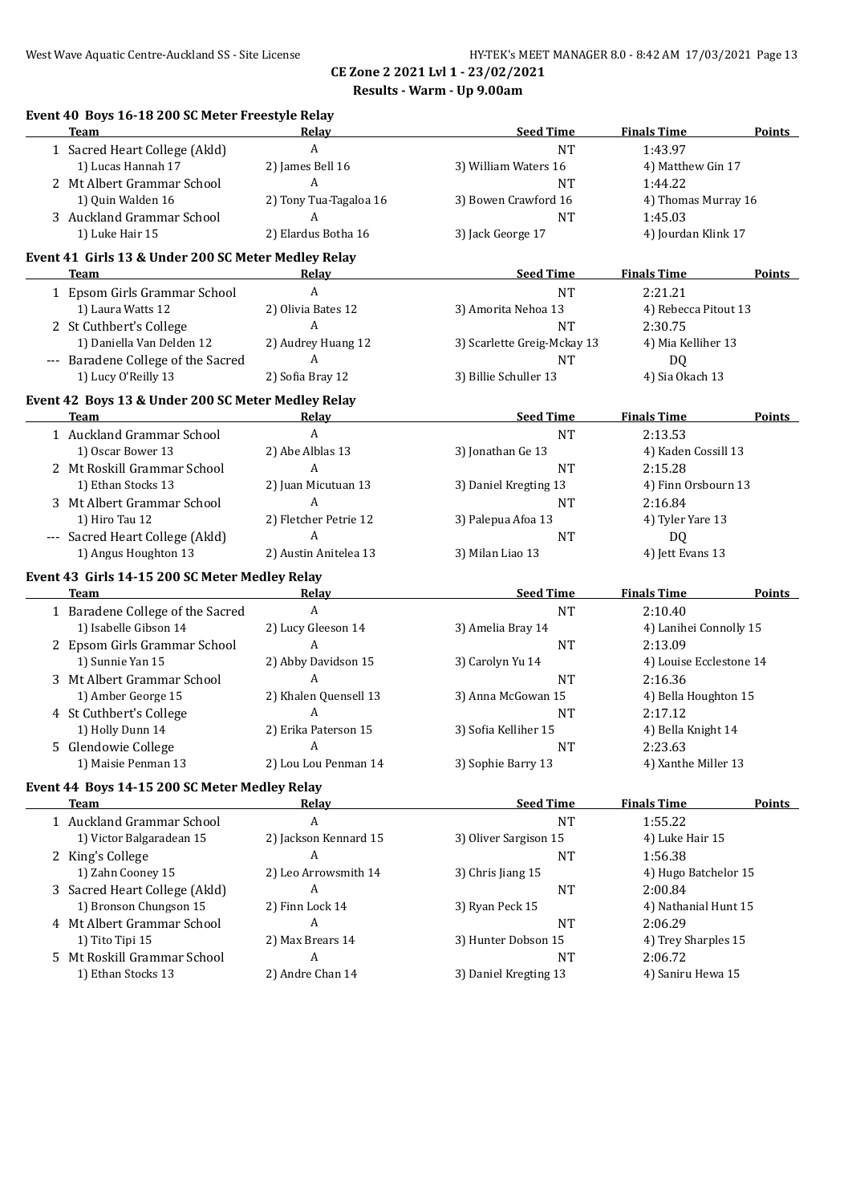# CE Zone 2 2021 Lvl 1 - 23/02/2021
## Results - Warm - Up 9.00am

### Event 40 Boys 16-18 200 SC Meter Freestyle Relay

| | Team | Relay | Seed Time | Finals Time | Points |
|---|---|---|---|---|---|
| 1 | Sacred Heart College (Akld) | A | NT | 1:43.97 | |
| | 1) Lucas Hannah 17 | 2) James Bell 16 | 3) William Waters 16 | 4) Matthew Gin 17 | |
| 2 | Mt Albert Grammar School | A | NT | 1:44.22 | |
| | 1) Quin Walden 16 | 2) Tony Tua-Tagaloa 16 | 3) Bowen Crawford 16 | 4) Thomas Murray 16 | |
| 3 | Auckland Grammar School | A | NT | 1:45.03 | |
| | 1) Luke Hair 15 | 2) Elardus Botha 16 | 3) Jack George 17 | 4) Jourdan Klink 17 | |

### Event 41 Girls 13 & Under 200 SC Meter Medley Relay

| | Team | Relay | Seed Time | Finals Time | Points |
|---|---|---|---|---|---|
| 1 | Epsom Girls Grammar School | A | NT | 2:21.21 | |
| | 1) Laura Watts 12 | 2) Olivia Bates 12 | 3) Amorita Nehoa 13 | 4) Rebecca Pitout 13 | |
| 2 | St Cuthbert's College | A | NT | 2:30.75 | |
| | 1) Daniella Van Delden 12 | 2) Audrey Huang 12 | 3) Scarlette Greig-Mckay 13 | 4) Mia Kelliher 13 | |
| --- | Baradene College of the Sacred | A | NT | DQ | |
| | 1) Lucy O'Reilly 13 | 2) Sofia Bray 12 | 3) Billie Schuller 13 | 4) Sia Okach 13 | |

### Event 42 Boys 13 & Under 200 SC Meter Medley Relay

| | Team | Relay | Seed Time | Finals Time | Points |
|---|---|---|---|---|---|
| 1 | Auckland Grammar School | A | NT | 2:13.53 | |
| | 1) Oscar Bower 13 | 2) Abe Alblas 13 | 3) Jonathan Ge 13 | 4) Kaden Cossill 13 | |
| 2 | Mt Roskill Grammar School | A | NT | 2:15.28 | |
| | 1) Ethan Stocks 13 | 2) Juan Micutuan 13 | 3) Daniel Kregting 13 | 4) Finn Orsbourn 13 | |
| 3 | Mt Albert Grammar School | A | NT | 2:16.84 | |
| | 1) Hiro Tau 12 | 2) Fletcher Petrie 12 | 3) Palepua Afoa 13 | 4) Tyler Yare 13 | |
| --- | Sacred Heart College (Akld) | A | NT | DQ | |
| | 1) Angus Houghton 13 | 2) Austin Anitelea 13 | 3) Milan Liao 13 | 4) Jett Evans 13 | |

### Event 43 Girls 14-15 200 SC Meter Medley Relay

| | Team | Relay | Seed Time | Finals Time | Points |
|---|---|---|---|---|---|
| 1 | Baradene College of the Sacred | A | NT | 2:10.40 | |
| | 1) Isabelle Gibson 14 | 2) Lucy Gleeson 14 | 3) Amelia Bray 14 | 4) Lanihei Connolly 15 | |
| 2 | Epsom Girls Grammar School | A | NT | 2:13.09 | |
| | 1) Sunnie Yan 15 | 2) Abby Davidson 15 | 3) Carolyn Yu 14 | 4) Louise Ecclestone 14 | |
| 3 | Mt Albert Grammar School | A | NT | 2:16.36 | |
| | 1) Amber George 15 | 2) Khalen Quensell 13 | 3) Anna McGowan 15 | 4) Bella Houghton 15 | |
| 4 | St Cuthbert's College | A | NT | 2:17.12 | |
| | 1) Holly Dunn 14 | 2) Erika Paterson 15 | 3) Sofia Kelliher 15 | 4) Bella Knight 14 | |
| 5 | Glendowie College | A | NT | 2:23.63 | |
| | 1) Maisie Penman 13 | 2) Lou Lou Penman 14 | 3) Sophie Barry 13 | 4) Xanthe Miller 13 | |

### Event 44 Boys 14-15 200 SC Meter Medley Relay

| | Team | Relay | Seed Time | Finals Time | Points |
|---|---|---|---|---|---|
| 1 | Auckland Grammar School | A | NT | 1:55.22 | |
| | 1) Victor Balgaradean 15 | 2) Jackson Kennard 15 | 3) Oliver Sargison 15 | 4) Luke Hair 15 | |
| 2 | King's College | A | NT | 1:56.38 | |
| | 1) Zahn Cooney 15 | 2) Leo Arrowsmith 14 | 3) Chris Jiang 15 | 4) Hugo Batchelor 15 | |
| 3 | Sacred Heart College (Akld) | A | NT | 2:00.84 | |
| | 1) Bronson Chungson 15 | 2) Finn Lock 14 | 3) Ryan Peck 15 | 4) Nathanial Hunt 15 | |
| 4 | Mt Albert Grammar School | A | NT | 2:06.29 | |
| | 1) Tito Tipi 15 | 2) Max Brears 14 | 3) Hunter Dobson 15 | 4) Trey Sharples 15 | |
| 5 | Mt Roskill Grammar School | A | NT | 2:06.72 | |
| | 1) Ethan Stocks 13 | 2) Andre Chan 14 | 3) Daniel Kregting 13 | 4) Saniru Hewa 15 | |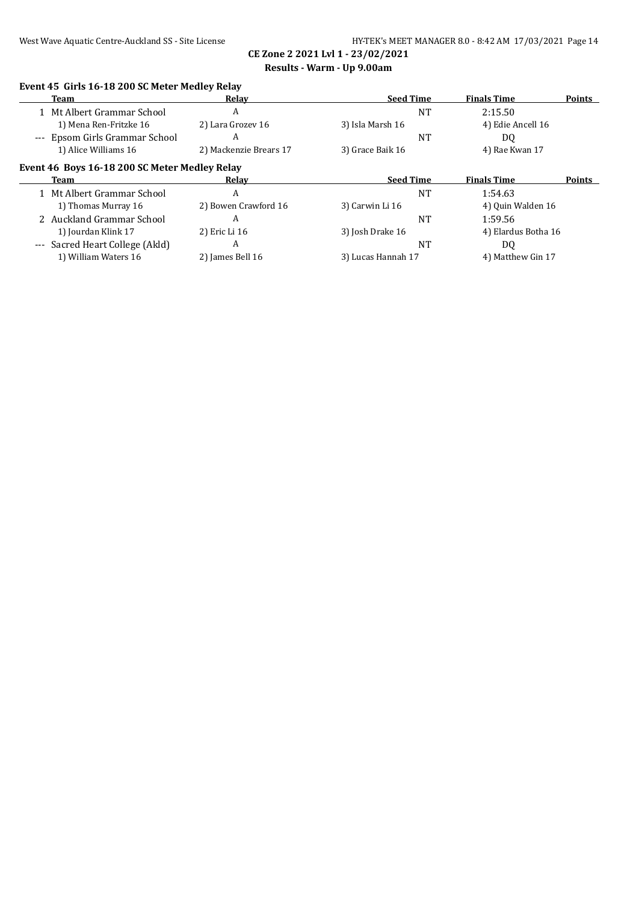# CE Zone 2 2021 Lvl 1 - 23/02/2021

## Results - Warm - Up 9.00am

### Event 45 Girls 16-18 200 SC Meter Medley Relay

| | Team | Relay | Seed Time | Finals Time | Points |
|---|---|---|---|---|---|
| 1 | Mt Albert Grammar School | A | NT | 2:15.50 | |
| | 1) Mena Ren-Fritzke 16 | 2) Lara Grozev 16 | 3) Isla Marsh 16 | 4) Edie Ancell 16 | |
| --- | Epsom Girls Grammar School | A | NT | DQ | |
| | 1) Alice Williams 16 | 2) Mackenzie Brears 17 | 3) Grace Baik 16 | 4) Rae Kwan 17 | |

### Event 46 Boys 16-18 200 SC Meter Medley Relay

| | Team | Relay | Seed Time | Finals Time | Points |
|---|---|---|---|---|---|
| 1 | Mt Albert Grammar School | A | NT | 1:54.63 | |
| | 1) Thomas Murray 16 | 2) Bowen Crawford 16 | 3) Carwin Li 16 | 4) Quin Walden 16 | |
| 2 | Auckland Grammar School | A | NT | 1:59.56 | |
| | 1) Jourdan Klink 17 | 2) Eric Li 16 | 3) Josh Drake 16 | 4) Elardus Botha 16 | |
| --- | Sacred Heart College (Akld) | A | NT | DQ | |
| | 1) William Waters 16 | 2) James Bell 16 | 3) Lucas Hannah 17 | 4) Matthew Gin 17 | |